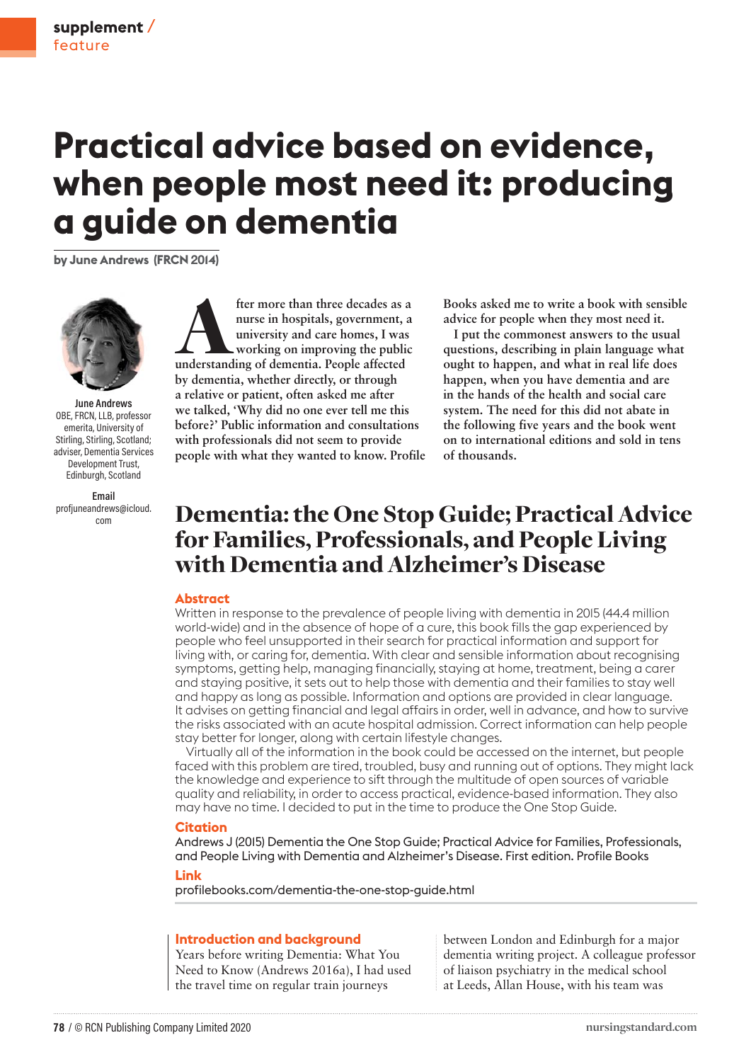supplement / feature

# Practical advice based on evidence, when people most need it: producing a guide on dementia

**by June Andrews (FRCN 2014)**

**June Andrews**
OBE, FRCN, LLB, professor emerita, University of Stirling, Stirling, Scotland; adviser, Dementia Services Development Trust, Edinburgh, Scotland

**Email**
profjuneandrews@icloud.com

After more than three decades as a nurse in hospitals, government, a university and care homes, I was working on improving the public understanding of dementia. People affected by dementia, whether directly, or through a relative or patient, often asked me after we talked, 'Why did no one ever tell me this before?' Public information and consultations with professionals did not seem to provide people with what they wanted to know. Profile Books asked me to write a book with sensible advice for people when they most need it.

I put the commonest answers to the usual questions, describing in plain language what ought to happen, and what in real life does happen, when you have dementia and are in the hands of the health and social care system. The need for this did not abate in the following five years and the book went on to international editions and sold in tens of thousands.

## Dementia: the One Stop Guide; Practical Advice for Families, Professionals, and People Living with Dementia and Alzheimer's Disease

### Abstract

Written in response to the prevalence of people living with dementia in 2015 (44.4 million world-wide) and in the absence of hope of a cure, this book fills the gap experienced by people who feel unsupported in their search for practical information and support for living with, or caring for, dementia. With clear and sensible information about recognising symptoms, getting help, managing financially, staying at home, treatment, being a carer and staying positive, it sets out to help those with dementia and their families to stay well and happy as long as possible. Information and options are provided in clear language. It advises on getting financial and legal affairs in order, well in advance, and how to survive the risks associated with an acute hospital admission. Correct information can help people stay better for longer, along with certain lifestyle changes.

Virtually all of the information in the book could be accessed on the internet, but people faced with this problem are tired, troubled, busy and running out of options. They might lack the knowledge and experience to sift through the multitude of open sources of variable quality and reliability, in order to access practical, evidence-based information. They also may have no time. I decided to put in the time to produce the One Stop Guide.

### Citation

Andrews J (2015) Dementia the One Stop Guide; Practical Advice for Families, Professionals, and People Living with Dementia and Alzheimer's Disease. First edition. Profile Books

### Link

profilebooks.com/dementia-the-one-stop-guide.html

### Introduction and background

Years before writing Dementia: What You Need to Know (Andrews 2016a), I had used the travel time on regular train journeys between London and Edinburgh for a major dementia writing project. A colleague professor of liaison psychiatry in the medical school at Leeds, Allan House, with his team was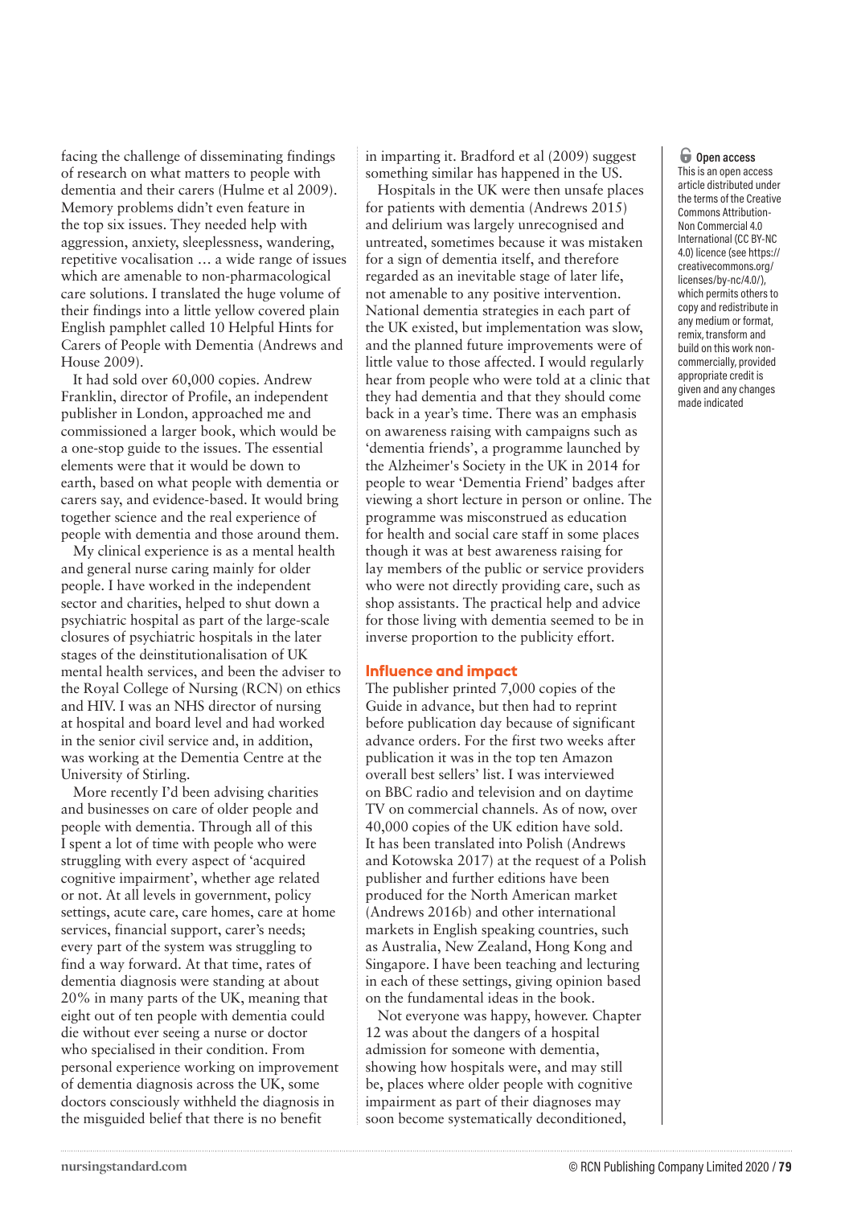facing the challenge of disseminating findings of research on what matters to people with dementia and their carers (Hulme et al 2009). Memory problems didn't even feature in the top six issues. They needed help with aggression, anxiety, sleeplessness, wandering, repetitive vocalisation … a wide range of issues which are amenable to non-pharmacological care solutions. I translated the huge volume of their findings into a little yellow covered plain English pamphlet called 10 Helpful Hints for Carers of People with Dementia (Andrews and House 2009).

It had sold over 60,000 copies. Andrew Franklin, director of Profile, an independent publisher in London, approached me and commissioned a larger book, which would be a one-stop guide to the issues. The essential elements were that it would be down to earth, based on what people with dementia or carers say, and evidence-based. It would bring together science and the real experience of people with dementia and those around them.

My clinical experience is as a mental health and general nurse caring mainly for older people. I have worked in the independent sector and charities, helped to shut down a psychiatric hospital as part of the large-scale closures of psychiatric hospitals in the later stages of the deinstitutionalisation of UK mental health services, and been the adviser to the Royal College of Nursing (RCN) on ethics and HIV. I was an NHS director of nursing at hospital and board level and had worked in the senior civil service and, in addition, was working at the Dementia Centre at the University of Stirling.

More recently I'd been advising charities and businesses on care of older people and people with dementia. Through all of this I spent a lot of time with people who were struggling with every aspect of 'acquired cognitive impairment', whether age related or not. At all levels in government, policy settings, acute care, care homes, care at home services, financial support, carer's needs; every part of the system was struggling to find a way forward. At that time, rates of dementia diagnosis were standing at about 20% in many parts of the UK, meaning that eight out of ten people with dementia could die without ever seeing a nurse or doctor who specialised in their condition. From personal experience working on improvement of dementia diagnosis across the UK, some doctors consciously withheld the diagnosis in the misguided belief that there is no benefit in imparting it. Bradford et al (2009) suggest something similar has happened in the US.

Hospitals in the UK were then unsafe places for patients with dementia (Andrews 2015) and delirium was largely unrecognised and untreated, sometimes because it was mistaken for a sign of dementia itself, and therefore regarded as an inevitable stage of later life, not amenable to any positive intervention. National dementia strategies in each part of the UK existed, but implementation was slow, and the planned future improvements were of little value to those affected. I would regularly hear from people who were told at a clinic that they had dementia and that they should come back in a year's time. There was an emphasis on awareness raising with campaigns such as 'dementia friends', a programme launched by the Alzheimer's Society in the UK in 2014 for people to wear 'Dementia Friend' badges after viewing a short lecture in person or online. The programme was misconstrued as education for health and social care staff in some places though it was at best awareness raising for lay members of the public or service providers who were not directly providing care, such as shop assistants. The practical help and advice for those living with dementia seemed to be in inverse proportion to the publicity effort.

## Influence and impact

The publisher printed 7,000 copies of the Guide in advance, but then had to reprint before publication day because of significant advance orders. For the first two weeks after publication it was in the top ten Amazon overall best sellers' list. I was interviewed on BBC radio and television and on daytime TV on commercial channels. As of now, over 40,000 copies of the UK edition have sold. It has been translated into Polish (Andrews and Kotowska 2017) at the request of a Polish publisher and further editions have been produced for the North American market (Andrews 2016b) and other international markets in English speaking countries, such as Australia, New Zealand, Hong Kong and Singapore. I have been teaching and lecturing in each of these settings, giving opinion based on the fundamental ideas in the book.

Not everyone was happy, however. Chapter 12 was about the dangers of a hospital admission for someone with dementia, showing how hospitals were, and may still be, places where older people with cognitive impairment as part of their diagnoses may soon become systematically deconditioned,

**Open access**
This is an open access article distributed under the terms of the Creative Commons Attribution-Non Commercial 4.0 International (CC BY-NC 4.0) licence (see https://creativecommons.org/licenses/by-nc/4.0/), which permits others to copy and redistribute in any medium or format, remix, transform and build on this work non-commercially, provided appropriate credit is given and any changes made indicated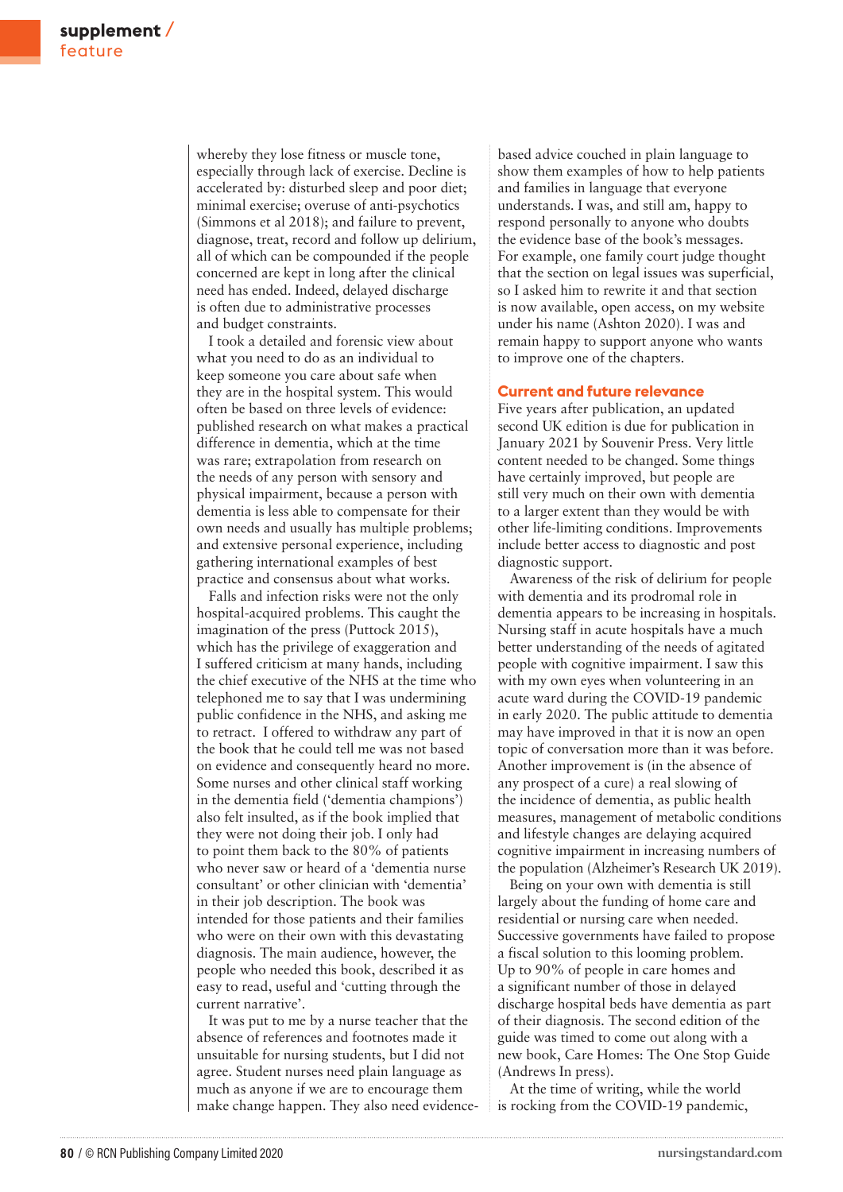whereby they lose fitness or muscle tone, especially through lack of exercise. Decline is accelerated by: disturbed sleep and poor diet; minimal exercise; overuse of anti-psychotics (Simmons et al 2018); and failure to prevent, diagnose, treat, record and follow up delirium, all of which can be compounded if the people concerned are kept in long after the clinical need has ended. Indeed, delayed discharge is often due to administrative processes and budget constraints.

I took a detailed and forensic view about what you need to do as an individual to keep someone you care about safe when they are in the hospital system. This would often be based on three levels of evidence: published research on what makes a practical difference in dementia, which at the time was rare; extrapolation from research on the needs of any person with sensory and physical impairment, because a person with dementia is less able to compensate for their own needs and usually has multiple problems; and extensive personal experience, including gathering international examples of best practice and consensus about what works.

Falls and infection risks were not the only hospital-acquired problems. This caught the imagination of the press (Puttock 2015), which has the privilege of exaggeration and I suffered criticism at many hands, including the chief executive of the NHS at the time who telephoned me to say that I was undermining public confidence in the NHS, and asking me to retract. I offered to withdraw any part of the book that he could tell me was not based on evidence and consequently heard no more. Some nurses and other clinical staff working in the dementia field ('dementia champions') also felt insulted, as if the book implied that they were not doing their job. I only had to point them back to the 80% of patients who never saw or heard of a 'dementia nurse consultant' or other clinician with 'dementia' in their job description. The book was intended for those patients and their families who were on their own with this devastating diagnosis. The main audience, however, the people who needed this book, described it as easy to read, useful and 'cutting through the current narrative'.

It was put to me by a nurse teacher that the absence of references and footnotes made it unsuitable for nursing students, but I did not agree. Student nurses need plain language as much as anyone if we are to encourage them make change happen. They also need evidence-based advice couched in plain language to show them examples of how to help patients and families in language that everyone understands. I was, and still am, happy to respond personally to anyone who doubts the evidence base of the book's messages. For example, one family court judge thought that the section on legal issues was superficial, so I asked him to rewrite it and that section is now available, open access, on my website under his name (Ashton 2020). I was and remain happy to support anyone who wants to improve one of the chapters.

## Current and future relevance

Five years after publication, an updated second UK edition is due for publication in January 2021 by Souvenir Press. Very little content needed to be changed. Some things have certainly improved, but people are still very much on their own with dementia to a larger extent than they would be with other life-limiting conditions. Improvements include better access to diagnostic and post diagnostic support.

Awareness of the risk of delirium for people with dementia and its prodromal role in dementia appears to be increasing in hospitals. Nursing staff in acute hospitals have a much better understanding of the needs of agitated people with cognitive impairment. I saw this with my own eyes when volunteering in an acute ward during the COVID-19 pandemic in early 2020. The public attitude to dementia may have improved in that it is now an open topic of conversation more than it was before. Another improvement is (in the absence of any prospect of a cure) a real slowing of the incidence of dementia, as public health measures, management of metabolic conditions and lifestyle changes are delaying acquired cognitive impairment in increasing numbers of the population (Alzheimer's Research UK 2019).

Being on your own with dementia is still largely about the funding of home care and residential or nursing care when needed. Successive governments have failed to propose a fiscal solution to this looming problem. Up to 90% of people in care homes and a significant number of those in delayed discharge hospital beds have dementia as part of their diagnosis. The second edition of the guide was timed to come out along with a new book, Care Homes: The One Stop Guide (Andrews In press).

At the time of writing, while the world is rocking from the COVID-19 pandemic,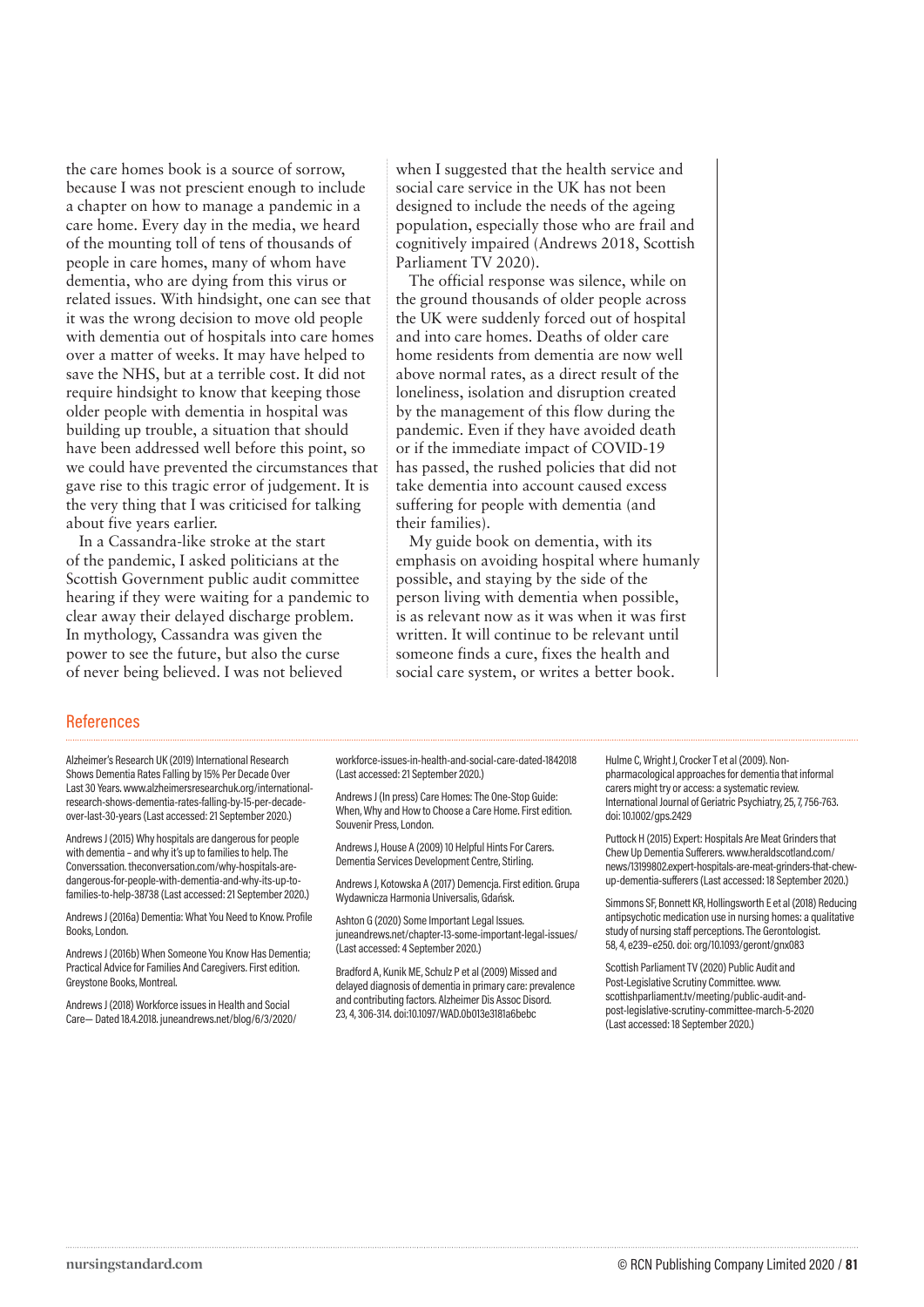the care homes book is a source of sorrow, because I was not prescient enough to include a chapter on how to manage a pandemic in a care home. Every day in the media, we heard of the mounting toll of tens of thousands of people in care homes, many of whom have dementia, who are dying from this virus or related issues. With hindsight, one can see that it was the wrong decision to move old people with dementia out of hospitals into care homes over a matter of weeks. It may have helped to save the NHS, but at a terrible cost. It did not require hindsight to know that keeping those older people with dementia in hospital was building up trouble, a situation that should have been addressed well before this point, so we could have prevented the circumstances that gave rise to this tragic error of judgement. It is the very thing that I was criticised for talking about five years earlier.

In a Cassandra-like stroke at the start of the pandemic, I asked politicians at the Scottish Government public audit committee hearing if they were waiting for a pandemic to clear away their delayed discharge problem. In mythology, Cassandra was given the power to see the future, but also the curse of never being believed. I was not believed when I suggested that the health service and social care service in the UK has not been designed to include the needs of the ageing population, especially those who are frail and cognitively impaired (Andrews 2018, Scottish Parliament TV 2020).

The official response was silence, while on the ground thousands of older people across the UK were suddenly forced out of hospital and into care homes. Deaths of older care home residents from dementia are now well above normal rates, as a direct result of the loneliness, isolation and disruption created by the management of this flow during the pandemic. Even if they have avoided death or if the immediate impact of COVID-19 has passed, the rushed policies that did not take dementia into account caused excess suffering for people with dementia (and their families).

My guide book on dementia, with its emphasis on avoiding hospital where humanly possible, and staying by the side of the person living with dementia when possible, is as relevant now as it was when it was first written. It will continue to be relevant until someone finds a cure, fixes the health and social care system, or writes a better book.

## References

Alzheimer's Research UK (2019) International Research Shows Dementia Rates Falling by 15% Per Decade Over Last 30 Years. www.alzheimersresearchuk.org/international-research-shows-dementia-rates-falling-by-15-per-decade-over-last-30-years (Last accessed: 21 September 2020.)

Andrews J (2015) Why hospitals are dangerous for people with dementia – and why it's up to families to help. The Converssation. theconversation.com/why-hospitals-are-dangerous-for-people-with-dementia-and-why-its-up-to-families-to-help-38738 (Last accessed: 21 September 2020.)

Andrews J (2016a) Dementia: What You Need to Know. Profile Books, London.

Andrews J (2016b) When Someone You Know Has Dementia; Practical Advice for Families And Caregivers. First edition. Greystone Books, Montreal.

Andrews J (2018) Workforce issues in Health and Social Care— Dated 18.4.2018. juneandrews.net/blog/6/3/2020/workforce-issues-in-health-and-social-care-dated-1842018 (Last accessed: 21 September 2020.)

Andrews J (In press) Care Homes: The One-Stop Guide: When, Why and How to Choose a Care Home. First edition. Souvenir Press, London.

Andrews J, House A (2009) 10 Helpful Hints For Carers. Dementia Services Development Centre, Stirling.

Andrews J, Kotowska A (2017) Demencja. First edition. Grupa Wydawnicza Harmonia Universalis, Gdańsk.

Ashton G (2020) Some Important Legal Issues. juneandrews.net/chapter-13-some-important-legal-issues/ (Last accessed: 4 September 2020.)

Bradford A, Kunik ME, Schulz P et al (2009) Missed and delayed diagnosis of dementia in primary care: prevalence and contributing factors. Alzheimer Dis Assoc Disord. 23, 4, 306-314. doi:10.1097/WAD.0b013e3181a6bebc

Hulme C, Wright J, Crocker T et al (2009). Non-pharmacological approaches for dementia that informal carers might try or access: a systematic review. International Journal of Geriatric Psychiatry, 25, 7, 756-763. doi: 10.1002/gps.2429

Puttock H (2015) Expert: Hospitals Are Meat Grinders that Chew Up Dementia Sufferers. www.heraldscotland.com/news/13199802.expert-hospitals-are-meat-grinders-that-chew-up-dementia-sufferers (Last accessed: 18 September 2020.)

Simmons SF, Bonnett KR, Hollingsworth E et al (2018) Reducing antipsychotic medication use in nursing homes: a qualitative study of nursing staff perceptions. The Gerontologist. 58, 4, e239–e250. doi: org/10.1093/geront/gnx083

Scottish Parliament TV (2020) Public Audit and Post-Legislative Scrutiny Committee. www.scottishparliament.tv/meeting/public-audit-and-post-legislative-scrutiny-committee-march-5-2020 (Last accessed: 18 September 2020.)